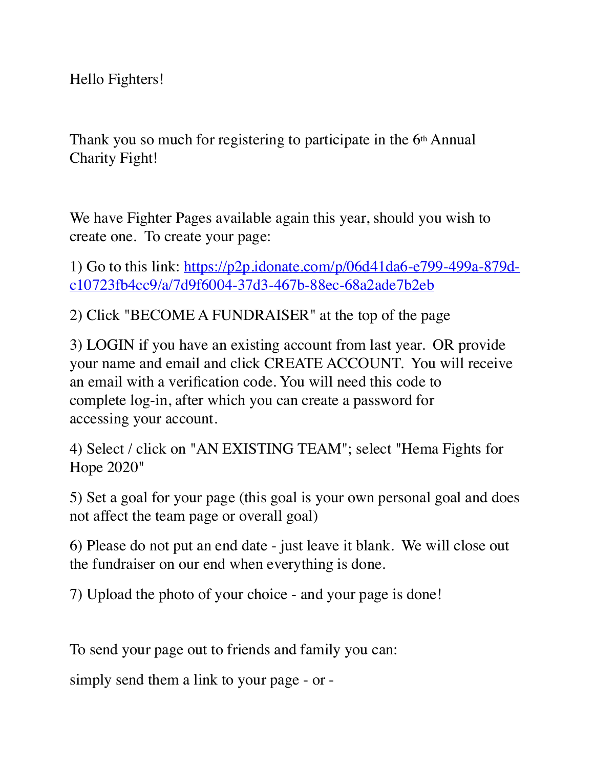Hello Fighters!

Thank you so much for registering to participate in the 6th Annual Charity Fight!

We have Fighter Pages available again this year, should you wish to create one. To create your page:

1) Go to this link: [https://p2p.idonate.com/p/06d41da6-e799-499a-879d-c10723fb4cc9/a/7d9f6004-37d3-467b-88ec-68a2ade7b2eb](https://p2p.idonate.com/p/06d41da6-e799-499a-879d-c10723fb4cc9/a/7d9f6004-37d3-467b-88ec-68a2ade7b2eb)

2) Click "BECOME A FUNDRAISER" at the top of the page

3) LOGIN if you have an existing account from last year. OR provide your name and email and click CREATE ACCOUNT. You will receive an email with a verification code. You will need this code to complete log-in, after which you can create a password for accessing your account.

4) Select / click on "AN EXISTING TEAM"; select "Hema Fights for Hope 2020"

5) Set a goal for your page (this goal is your own personal goal and does not affect the team page or overall goal)

6) Please do not put an end date - just leave it blank. We will close out the fundraiser on our end when everything is done.

7) Upload the photo of your choice - and your page is done!

To send your page out to friends and family you can:

simply send them a link to your page - or -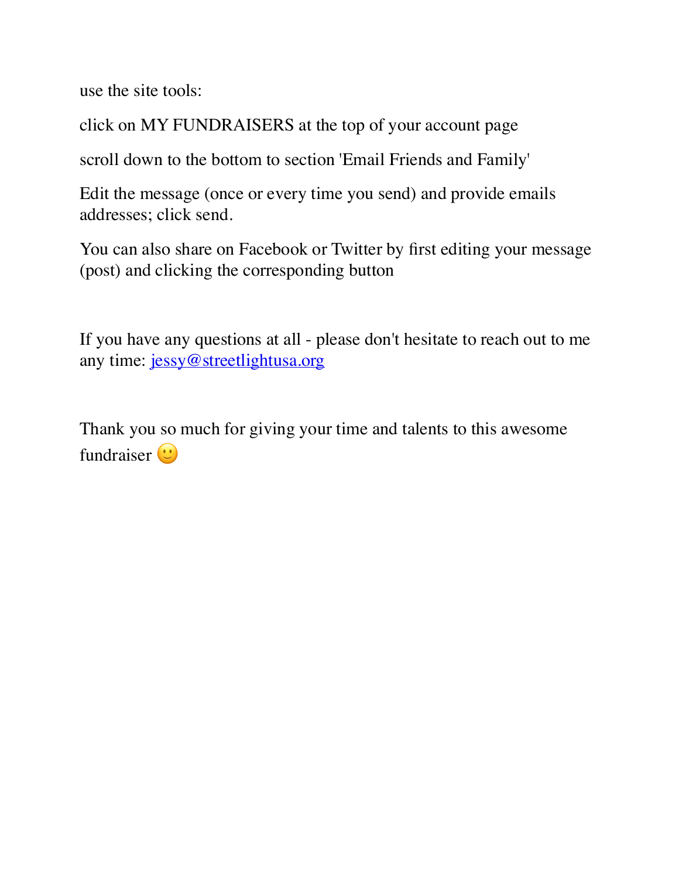use the site tools:

click on MY FUNDRAISERS at the top of your account page

scroll down to the bottom to section 'Email Friends and Family'

Edit the message (once or every time you send) and provide emails addresses; click send.

You can also share on Facebook or Twitter by first editing your message (post) and clicking the corresponding button

If you have any questions at all - please don't hesitate to reach out to me any time: jessy@streetlightusa.org

Thank you so much for giving your time and talents to this awesome fundraiser 🙂